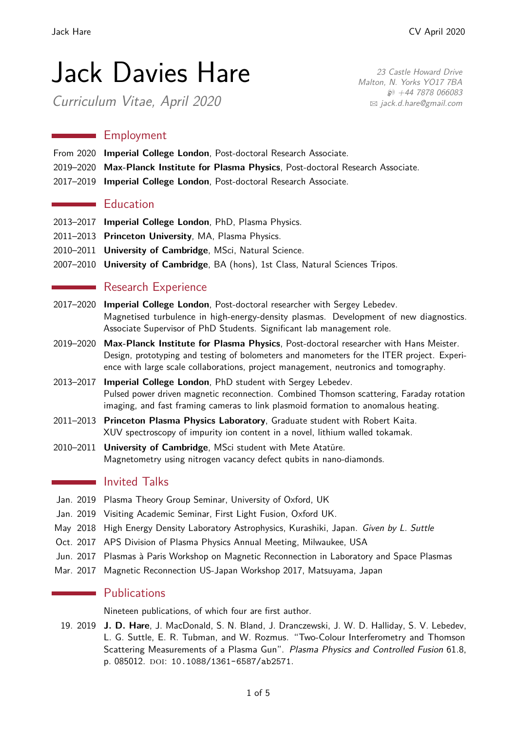# Jack Davies Hare

*Curriculum Vitae, April 2020*

*23 Castle Howard Drive*
*Malton, N. Yorks YO17 7BA*
*+44 7878 066083*
*jack.d.hare@gmail.com*

## Employment

From 2020 **Imperial College London**, Post-doctoral Research Associate.

2019–2020 **Max-Planck Institute for Plasma Physics**, Post-doctoral Research Associate.

2017–2019 **Imperial College London**, Post-doctoral Research Associate.

## Education

2013–2017 **Imperial College London**, PhD, Plasma Physics.

2011–2013 **Princeton University**, MA, Plasma Physics.

2010–2011 **University of Cambridge**, MSci, Natural Science.

2007–2010 **University of Cambridge**, BA (hons), 1st Class, Natural Sciences Tripos.

## Research Experience

2017–2020 **Imperial College London**, Post-doctoral researcher with Sergey Lebedev.
Magnetised turbulence in high-energy-density plasmas. Development of new diagnostics. Associate Supervisor of PhD Students. Significant lab management role.

2019–2020 **Max-Planck Institute for Plasma Physics**, Post-doctoral researcher with Hans Meister.
Design, prototyping and testing of bolometers and manometers for the ITER project. Experience with large scale collaborations, project management, neutronics and tomography.

2013–2017 **Imperial College London**, PhD student with Sergey Lebedev.
Pulsed power driven magnetic reconnection. Combined Thomson scattering, Faraday rotation imaging, and fast framing cameras to link plasmoid formation to anomalous heating.

2011–2013 **Princeton Plasma Physics Laboratory**, Graduate student with Robert Kaita.
XUV spectroscopy of impurity ion content in a novel, lithium walled tokamak.

2010–2011 **University of Cambridge**, MSci student with Mete Atatüre.
Magnetometry using nitrogen vacancy defect qubits in nano-diamonds.

## Invited Talks

Jan. 2019 Plasma Theory Group Seminar, University of Oxford, UK

Jan. 2019 Visiting Academic Seminar, First Light Fusion, Oxford UK.

May 2018 High Energy Density Laboratory Astrophysics, Kurashiki, Japan. *Given by L. Suttle*

Oct. 2017 APS Division of Plasma Physics Annual Meeting, Milwaukee, USA

Jun. 2017 Plasmas à Paris Workshop on Magnetic Reconnection in Laboratory and Space Plasmas

Mar. 2017 Magnetic Reconnection US-Japan Workshop 2017, Matsuyama, Japan

## Publications

Nineteen publications, of which four are first author.

19. 2019 **J. D. Hare**, J. MacDonald, S. N. Bland, J. Dranczewski, J. W. D. Halliday, S. V. Lebedev, L. G. Suttle, E. R. Tubman, and W. Rozmus. "Two-Colour Interferometry and Thomson Scattering Measurements of a Plasma Gun". *Plasma Physics and Controlled Fusion* 61.8, p. 085012. DOI: 10.1088/1361-6587/ab2571.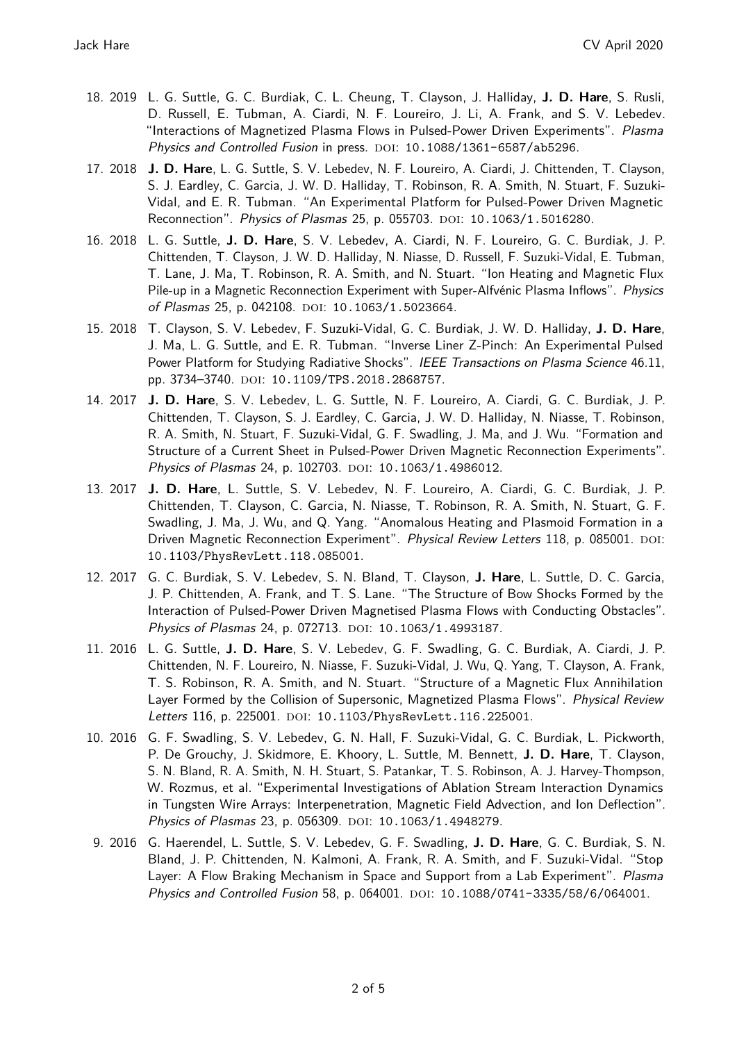18. 2019 L. G. Suttle, G. C. Burdiak, C. L. Cheung, T. Clayson, J. Halliday, **J. D. Hare**, S. Rusli, D. Russell, E. Tubman, A. Ciardi, N. F. Loureiro, J. Li, A. Frank, and S. V. Lebedev. "Interactions of Magnetized Plasma Flows in Pulsed-Power Driven Experiments". *Plasma Physics and Controlled Fusion* in press. DOI: 10.1088/1361-6587/ab5296.
17. 2018 **J. D. Hare**, L. G. Suttle, S. V. Lebedev, N. F. Loureiro, A. Ciardi, J. Chittenden, T. Clayson, S. J. Eardley, C. Garcia, J. W. D. Halliday, T. Robinson, R. A. Smith, N. Stuart, F. Suzuki-Vidal, and E. R. Tubman. "An Experimental Platform for Pulsed-Power Driven Magnetic Reconnection". *Physics of Plasmas* 25, p. 055703. DOI: 10.1063/1.5016280.
16. 2018 L. G. Suttle, **J. D. Hare**, S. V. Lebedev, A. Ciardi, N. F. Loureiro, G. C. Burdiak, J. P. Chittenden, T. Clayson, J. W. D. Halliday, N. Niasse, D. Russell, F. Suzuki-Vidal, E. Tubman, T. Lane, J. Ma, T. Robinson, R. A. Smith, and N. Stuart. "Ion Heating and Magnetic Flux Pile-up in a Magnetic Reconnection Experiment with Super-Alfvénic Plasma Inflows". *Physics of Plasmas* 25, p. 042108. DOI: 10.1063/1.5023664.
15. 2018 T. Clayson, S. V. Lebedev, F. Suzuki-Vidal, G. C. Burdiak, J. W. D. Halliday, **J. D. Hare**, J. Ma, L. G. Suttle, and E. R. Tubman. "Inverse Liner Z-Pinch: An Experimental Pulsed Power Platform for Studying Radiative Shocks". *IEEE Transactions on Plasma Science* 46.11, pp. 3734–3740. DOI: 10.1109/TPS.2018.2868757.
14. 2017 **J. D. Hare**, S. V. Lebedev, L. G. Suttle, N. F. Loureiro, A. Ciardi, G. C. Burdiak, J. P. Chittenden, T. Clayson, S. J. Eardley, C. Garcia, J. W. D. Halliday, N. Niasse, T. Robinson, R. A. Smith, N. Stuart, F. Suzuki-Vidal, G. F. Swadling, J. Ma, and J. Wu. "Formation and Structure of a Current Sheet in Pulsed-Power Driven Magnetic Reconnection Experiments". *Physics of Plasmas* 24, p. 102703. DOI: 10.1063/1.4986012.
13. 2017 **J. D. Hare**, L. Suttle, S. V. Lebedev, N. F. Loureiro, A. Ciardi, G. C. Burdiak, J. P. Chittenden, T. Clayson, C. Garcia, N. Niasse, T. Robinson, R. A. Smith, N. Stuart, G. F. Swadling, J. Ma, J. Wu, and Q. Yang. "Anomalous Heating and Plasmoid Formation in a Driven Magnetic Reconnection Experiment". *Physical Review Letters* 118, p. 085001. DOI: 10.1103/PhysRevLett.118.085001.
12. 2017 G. C. Burdiak, S. V. Lebedev, S. N. Bland, T. Clayson, **J. Hare**, L. Suttle, D. C. Garcia, J. P. Chittenden, A. Frank, and T. S. Lane. "The Structure of Bow Shocks Formed by the Interaction of Pulsed-Power Driven Magnetised Plasma Flows with Conducting Obstacles". *Physics of Plasmas* 24, p. 072713. DOI: 10.1063/1.4993187.
11. 2016 L. G. Suttle, **J. D. Hare**, S. V. Lebedev, G. F. Swadling, G. C. Burdiak, A. Ciardi, J. P. Chittenden, N. F. Loureiro, N. Niasse, F. Suzuki-Vidal, J. Wu, Q. Yang, T. Clayson, A. Frank, T. S. Robinson, R. A. Smith, and N. Stuart. "Structure of a Magnetic Flux Annihilation Layer Formed by the Collision of Supersonic, Magnetized Plasma Flows". *Physical Review Letters* 116, p. 225001. DOI: 10.1103/PhysRevLett.116.225001.
10. 2016 G. F. Swadling, S. V. Lebedev, G. N. Hall, F. Suzuki-Vidal, G. C. Burdiak, L. Pickworth, P. De Grouchy, J. Skidmore, E. Khoory, L. Suttle, M. Bennett, **J. D. Hare**, T. Clayson, S. N. Bland, R. A. Smith, N. H. Stuart, S. Patankar, T. S. Robinson, A. J. Harvey-Thompson, W. Rozmus, et al. "Experimental Investigations of Ablation Stream Interaction Dynamics in Tungsten Wire Arrays: Interpenetration, Magnetic Field Advection, and Ion Deflection". *Physics of Plasmas* 23, p. 056309. DOI: 10.1063/1.4948279.
9. 2016 G. Haerendel, L. Suttle, S. V. Lebedev, G. F. Swadling, **J. D. Hare**, G. C. Burdiak, S. N. Bland, J. P. Chittenden, N. Kalmoni, A. Frank, R. A. Smith, and F. Suzuki-Vidal. "Stop Layer: A Flow Braking Mechanism in Space and Support from a Lab Experiment". *Plasma Physics and Controlled Fusion* 58, p. 064001. DOI: 10.1088/0741-3335/58/6/064001.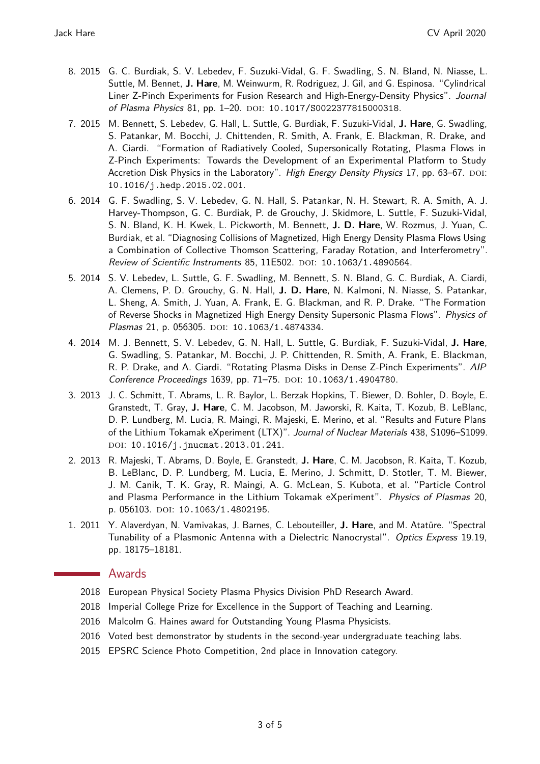8. 2015 G. C. Burdiak, S. V. Lebedev, F. Suzuki-Vidal, G. F. Swadling, S. N. Bland, N. Niasse, L. Suttle, M. Bennet, **J. Hare**, M. Weinwurm, R. Rodriguez, J. Gil, and G. Espinosa. "Cylindrical Liner Z-Pinch Experiments for Fusion Research and High-Energy-Density Physics". *Journal of Plasma Physics* 81, pp. 1–20. DOI: 10.1017/S0022377815000318.

7. 2015 M. Bennett, S. Lebedev, G. Hall, L. Suttle, G. Burdiak, F. Suzuki-Vidal, **J. Hare**, G. Swadling, S. Patankar, M. Bocchi, J. Chittenden, R. Smith, A. Frank, E. Blackman, R. Drake, and A. Ciardi. "Formation of Radiatively Cooled, Supersonically Rotating, Plasma Flows in Z-Pinch Experiments: Towards the Development of an Experimental Platform to Study Accretion Disk Physics in the Laboratory". *High Energy Density Physics* 17, pp. 63–67. DOI: 10.1016/j.hedp.2015.02.001.

6. 2014 G. F. Swadling, S. V. Lebedev, G. N. Hall, S. Patankar, N. H. Stewart, R. A. Smith, A. J. Harvey-Thompson, G. C. Burdiak, P. de Grouchy, J. Skidmore, L. Suttle, F. Suzuki-Vidal, S. N. Bland, K. H. Kwek, L. Pickworth, M. Bennett, **J. D. Hare**, W. Rozmus, J. Yuan, C. Burdiak, et al. "Diagnosing Collisions of Magnetized, High Energy Density Plasma Flows Using a Combination of Collective Thomson Scattering, Faraday Rotation, and Interferometry". *Review of Scientific Instruments* 85, 11E502. DOI: 10.1063/1.4890564.

5. 2014 S. V. Lebedev, L. Suttle, G. F. Swadling, M. Bennett, S. N. Bland, G. C. Burdiak, A. Ciardi, A. Clemens, P. D. Grouchy, G. N. Hall, **J. D. Hare**, N. Kalmoni, N. Niasse, S. Patankar, L. Sheng, A. Smith, J. Yuan, A. Frank, E. G. Blackman, and R. P. Drake. "The Formation of Reverse Shocks in Magnetized High Energy Density Supersonic Plasma Flows". *Physics of Plasmas* 21, p. 056305. DOI: 10.1063/1.4874334.

4. 2014 M. J. Bennett, S. V. Lebedev, G. N. Hall, L. Suttle, G. Burdiak, F. Suzuki-Vidal, **J. Hare**, G. Swadling, S. Patankar, M. Bocchi, J. P. Chittenden, R. Smith, A. Frank, E. Blackman, R. P. Drake, and A. Ciardi. "Rotating Plasma Disks in Dense Z-Pinch Experiments". *AIP Conference Proceedings* 1639, pp. 71–75. DOI: 10.1063/1.4904780.

3. 2013 J. C. Schmitt, T. Abrams, L. R. Baylor, L. Berzak Hopkins, T. Biewer, D. Bohler, D. Boyle, E. Granstedt, T. Gray, **J. Hare**, C. M. Jacobson, M. Jaworski, R. Kaita, T. Kozub, B. LeBlanc, D. P. Lundberg, M. Lucia, R. Maingi, R. Majeski, E. Merino, et al. "Results and Future Plans of the Lithium Tokamak eXperiment (LTX)". *Journal of Nuclear Materials* 438, S1096–S1099. DOI: 10.1016/j.jnucmat.2013.01.241.

2. 2013 R. Majeski, T. Abrams, D. Boyle, E. Granstedt, **J. Hare**, C. M. Jacobson, R. Kaita, T. Kozub, B. LeBlanc, D. P. Lundberg, M. Lucia, E. Merino, J. Schmitt, D. Stotler, T. M. Biewer, J. M. Canik, T. K. Gray, R. Maingi, A. G. McLean, S. Kubota, et al. "Particle Control and Plasma Performance in the Lithium Tokamak eXperiment". *Physics of Plasmas* 20, p. 056103. DOI: 10.1063/1.4802195.

1. 2011 Y. Alaverdyan, N. Vamivakas, J. Barnes, C. Lebouteiller, **J. Hare**, and M. Atatüre. "Spectral Tunability of a Plasmonic Antenna with a Dielectric Nanocrystal". *Optics Express* 19.19, pp. 18175–18181.

## Awards

- 2018 European Physical Society Plasma Physics Division PhD Research Award.
- 2018 Imperial College Prize for Excellence in the Support of Teaching and Learning.
- 2016 Malcolm G. Haines award for Outstanding Young Plasma Physicists.
- 2016 Voted best demonstrator by students in the second-year undergraduate teaching labs.
- 2015 EPSRC Science Photo Competition, 2nd place in Innovation category.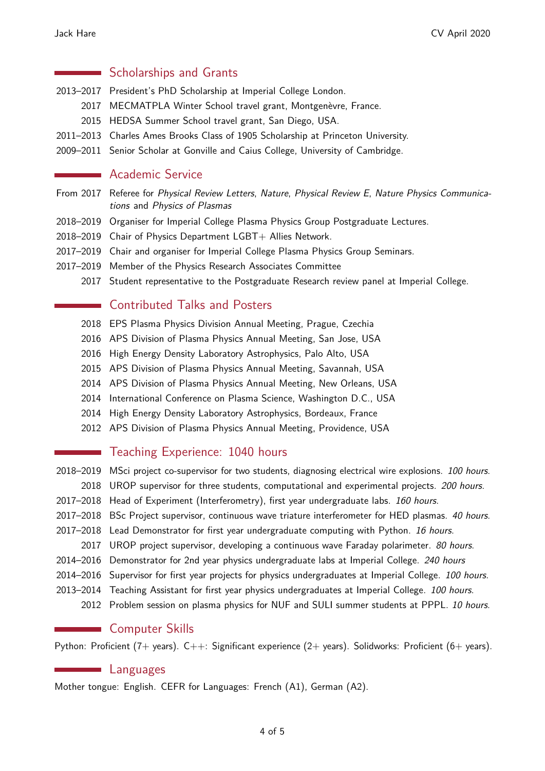## Scholarships and Grants

- 2013–2017 President's PhD Scholarship at Imperial College London.
- 2017 MECMATPLA Winter School travel grant, Montgenèvre, France.
- 2015 HEDSA Summer School travel grant, San Diego, USA.
- 2011–2013 Charles Ames Brooks Class of 1905 Scholarship at Princeton University.
- 2009–2011 Senior Scholar at Gonville and Caius College, University of Cambridge.

## Academic Service

- From 2017 Referee for *Physical Review Letters*, *Nature*, *Physical Review E*, *Nature Physics Communications* and *Physics of Plasmas*
- 2018–2019 Organiser for Imperial College Plasma Physics Group Postgraduate Lectures.
- 2018–2019 Chair of Physics Department LGBT+ Allies Network.
- 2017–2019 Chair and organiser for Imperial College Plasma Physics Group Seminars.
- 2017–2019 Member of the Physics Research Associates Committee
- 2017 Student representative to the Postgraduate Research review panel at Imperial College.

## Contributed Talks and Posters

- 2018 EPS Plasma Physics Division Annual Meeting, Prague, Czechia
- 2016 APS Division of Plasma Physics Annual Meeting, San Jose, USA
- 2016 High Energy Density Laboratory Astrophysics, Palo Alto, USA
- 2015 APS Division of Plasma Physics Annual Meeting, Savannah, USA
- 2014 APS Division of Plasma Physics Annual Meeting, New Orleans, USA
- 2014 International Conference on Plasma Science, Washington D.C., USA
- 2014 High Energy Density Laboratory Astrophysics, Bordeaux, France
- 2012 APS Division of Plasma Physics Annual Meeting, Providence, USA

## Teaching Experience: 1040 hours

- 2018–2019 MSci project co-supervisor for two students, diagnosing electrical wire explosions. *100 hours.*
- 2018 UROP supervisor for three students, computational and experimental projects. *200 hours.*
- 2017–2018 Head of Experiment (Interferometry), first year undergraduate labs. *160 hours.*
- 2017–2018 BSc Project supervisor, continuous wave triature interferometer for HED plasmas. *40 hours.*
- 2017–2018 Lead Demonstrator for first year undergraduate computing with Python. *16 hours.*
- 2017 UROP project supervisor, developing a continuous wave Faraday polarimeter. *80 hours.*
- 2014–2016 Demonstrator for 2nd year physics undergraduate labs at Imperial College. *240 hours*
- 2014–2016 Supervisor for first year projects for physics undergraduates at Imperial College. *100 hours.*
- 2013–2014 Teaching Assistant for first year physics undergraduates at Imperial College. *100 hours.*
- 2012 Problem session on plasma physics for NUF and SULI summer students at PPPL. *10 hours.*

## Computer Skills

Python: Proficient (7+ years). C++: Significant experience (2+ years). Solidworks: Proficient (6+ years).

## Languages

Mother tongue: English. CEFR for Languages: French (A1), German (A2).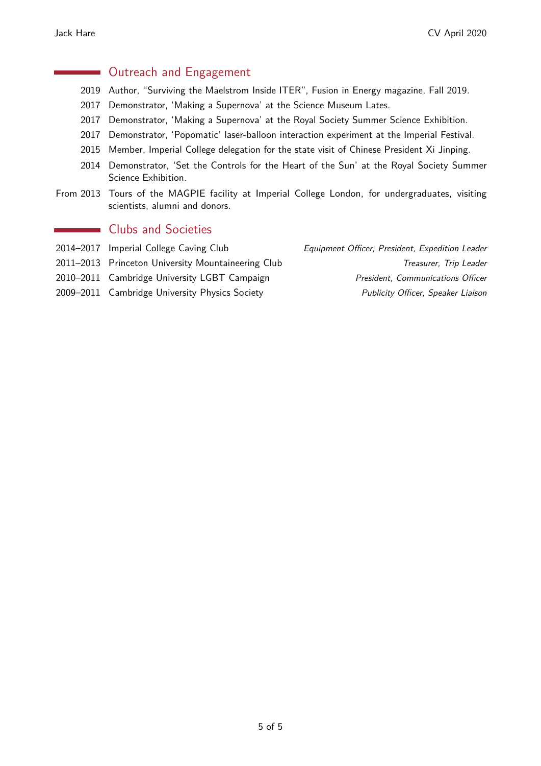## Outreach and Engagement

2019 Author, "Surviving the Maelstrom Inside ITER", Fusion in Energy magazine, Fall 2019.

2017 Demonstrator, 'Making a Supernova' at the Science Museum Lates.

2017 Demonstrator, 'Making a Supernova' at the Royal Society Summer Science Exhibition.

2017 Demonstrator, 'Popomatic' laser-balloon interaction experiment at the Imperial Festival.

2015 Member, Imperial College delegation for the state visit of Chinese President Xi Jinping.

2014 Demonstrator, 'Set the Controls for the Heart of the Sun' at the Royal Society Summer Science Exhibition.

From 2013 Tours of the MAGPIE facility at Imperial College London, for undergraduates, visiting scientists, alumni and donors.

## Clubs and Societies

2014–2017 Imperial College Caving Club — *Equipment Officer, President, Expedition Leader*

2011–2013 Princeton University Mountaineering Club — *Treasurer, Trip Leader*

2010–2011 Cambridge University LGBT Campaign — *President, Communications Officer*

2009–2011 Cambridge University Physics Society — *Publicity Officer, Speaker Liaison*